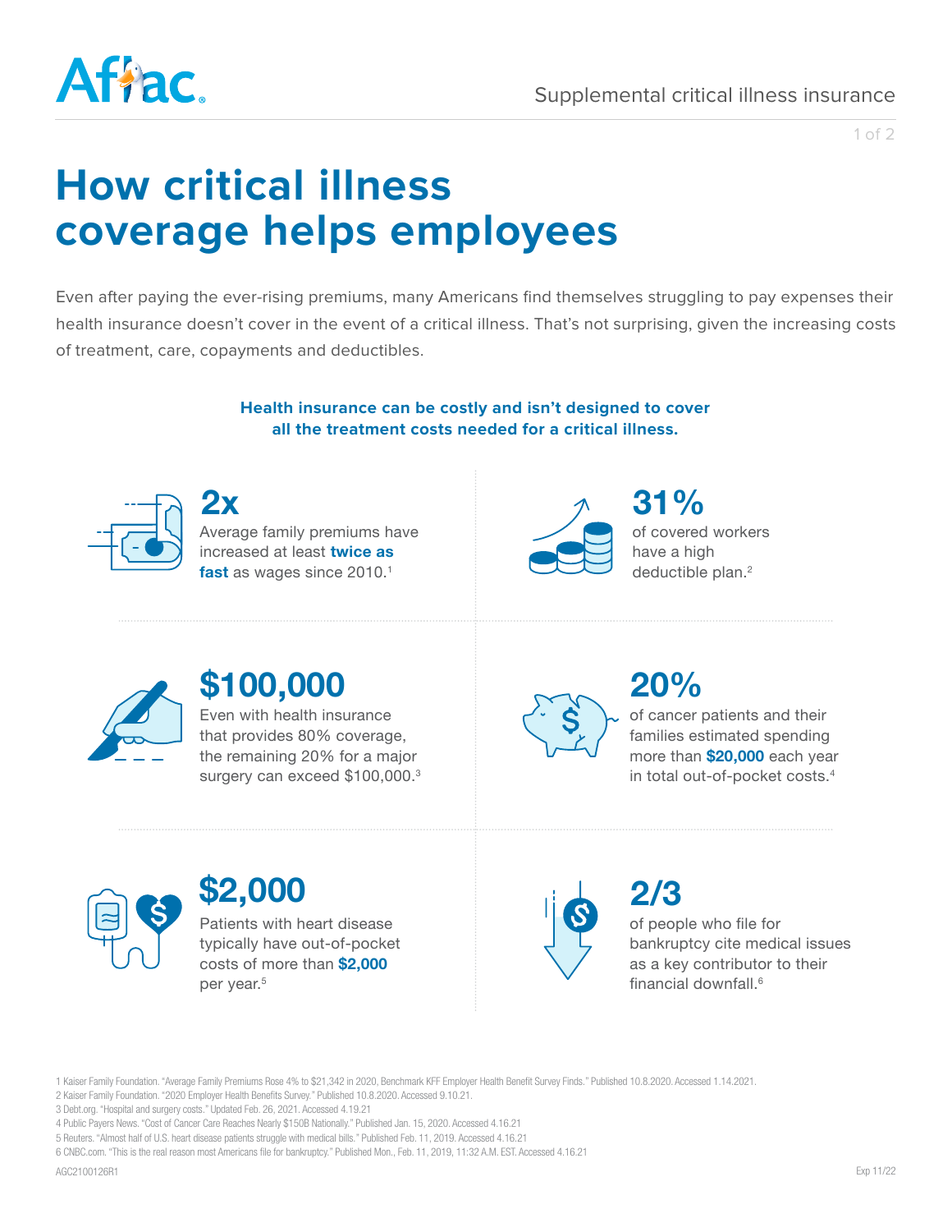Supplemental critical illness insurance

# How critical illness coverage helps employees

Even after paying the ever-rising premiums, many Americans find themselves struggling to pay expenses their health insurance doesn't cover in the event of a critical illness. That's not surprising, given the increasing costs of treatment, care, copayments and deductibles.

**Health insurance can be costly and isn't designed to cover all the treatment costs needed for a critical illness.**

## 2x

Average family premiums have increased at least **twice as fast** as wages since 2010.[1]

## 31%

of covered workers have a high deductible plan.[2]

## $100,000

Even with health insurance that provides 80% coverage, the remaining 20% for a major surgery can exceed $100,000.[3]

## 20%

of cancer patients and their families estimated spending more than **$20,000** each year in total out-of-pocket costs.[4]

## $2,000

Patients with heart disease typically have out-of-pocket costs of more than **$2,000** per year.[5]

## 2/3

of people who file for bankruptcy cite medical issues as a key contributor to their financial downfall.[6]

1 Kaiser Family Foundation. "Average Family Premiums Rose 4% to $21,342 in 2020, Benchmark KFF Employer Health Benefit Survey Finds." Published 10.8.2020. Accessed 1.14.2021.
2 Kaiser Family Foundation. "2020 Employer Health Benefits Survey." Published 10.8.2020. Accessed 9.10.21.
3 Debt.org. "Hospital and surgery costs." Updated Feb. 26, 2021. Accessed 4.19.21
4 Public Payers News. "Cost of Cancer Care Reaches Nearly $150B Nationally." Published Jan. 15, 2020. Accessed 4.16.21
5 Reuters. "Almost half of U.S. heart disease patients struggle with medical bills." Published Feb. 11, 2019. Accessed 4.16.21
6 CNBC.com. "This is the real reason most Americans file for bankruptcy." Published Mon., Feb. 11, 2019, 11:32 A.M. EST. Accessed 4.16.21

AGC2100126R1

Exp 11/22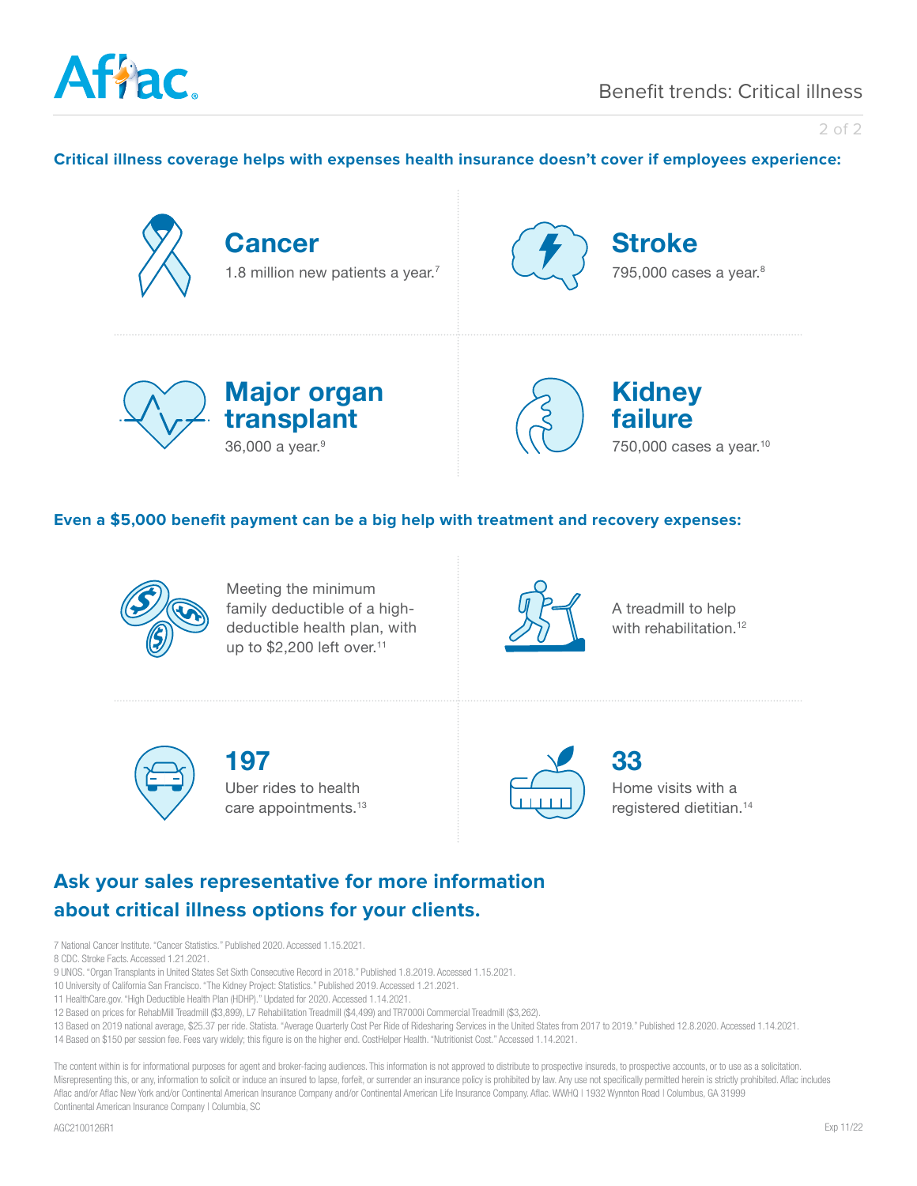Benefit trends: Critical illness

**Critical illness coverage helps with expenses health insurance doesn't cover if employees experience:**

### Cancer

1.8 million new patients a year.[7]

### Stroke

795,000 cases a year.[8]

### Major organ transplant

36,000 a year.[9]

### Kidney failure

750,000 cases a year.[10]

**Even a $5,000 benefit payment can be a big help with treatment and recovery expenses:**

Meeting the minimum family deductible of a high-deductible health plan, with up to $2,200 left over.[11]

A treadmill to help with rehabilitation.[12]

**197**
Uber rides to health care appointments.[13]

**33**
Home visits with a registered dietitian.[14]

## Ask your sales representative for more information about critical illness options for your clients.

7 National Cancer Institute. "Cancer Statistics." Published 2020. Accessed 1.15.2021.
8 CDC. Stroke Facts. Accessed 1.21.2021.
9 UNOS. "Organ Transplants in United States Set Sixth Consecutive Record in 2018." Published 1.8.2019. Accessed 1.15.2021.
10 University of California San Francisco. "The Kidney Project: Statistics." Published 2019. Accessed 1.21.2021.
11 HealthCare.gov. "High Deductible Health Plan (HDHP)." Updated for 2020. Accessed 1.14.2021.
12 Based on prices for RehabMill Treadmill ($3,899), L7 Rehabilitation Treadmill ($4,499) and TR7000i Commercial Treadmill ($3,262).
13 Based on 2019 national average, $25.37 per ride. Statista. "Average Quarterly Cost Per Ride of Ridesharing Services in the United States from 2017 to 2019." Published 12.8.2020. Accessed 1.14.2021.
14 Based on $150 per session fee. Fees vary widely; this figure is on the higher end. CostHelper Health. "Nutritionist Cost." Accessed 1.14.2021.

The content within is for informational purposes for agent and broker-facing audiences. This information is not approved to distribute to prospective insureds, to prospective accounts, or to use as a solicitation. Misrepresenting this, or any, information to solicit or induce an insured to lapse, forfeit, or surrender an insurance policy is prohibited by law. Any use not specifically permitted herein is strictly prohibited. Aflac includes Aflac and/or Aflac New York and/or Continental American Insurance Company and/or Continental American Life Insurance Company. Aflac. WWHQ | 1932 Wynnton Road | Columbus, GA 31999
Continental American Insurance Company | Columbia, SC

AGC2100126R1

Exp 11/22